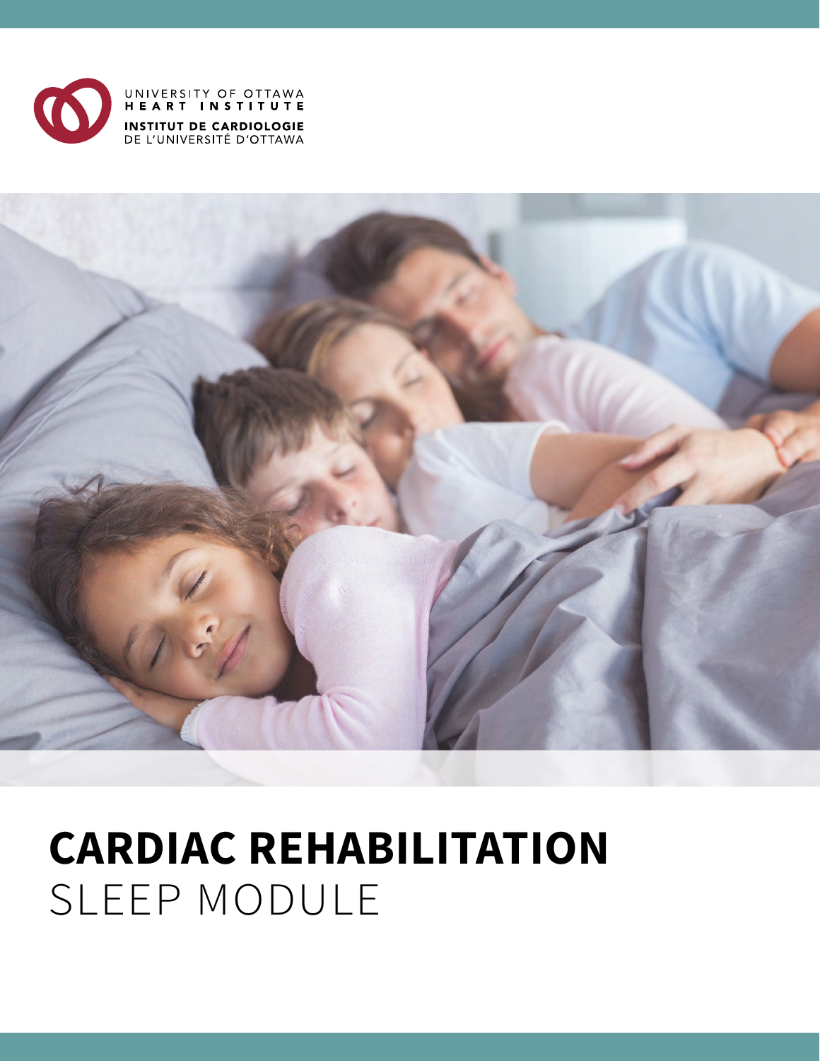UNIVERSITY OF OTTAWA
HEART INSTITUTE
INSTITUT DE CARDIOLOGIE
DE L'UNIVERSITÉ D'OTTAWA

# CARDIAC REHABILITATION
## SLEEP MODULE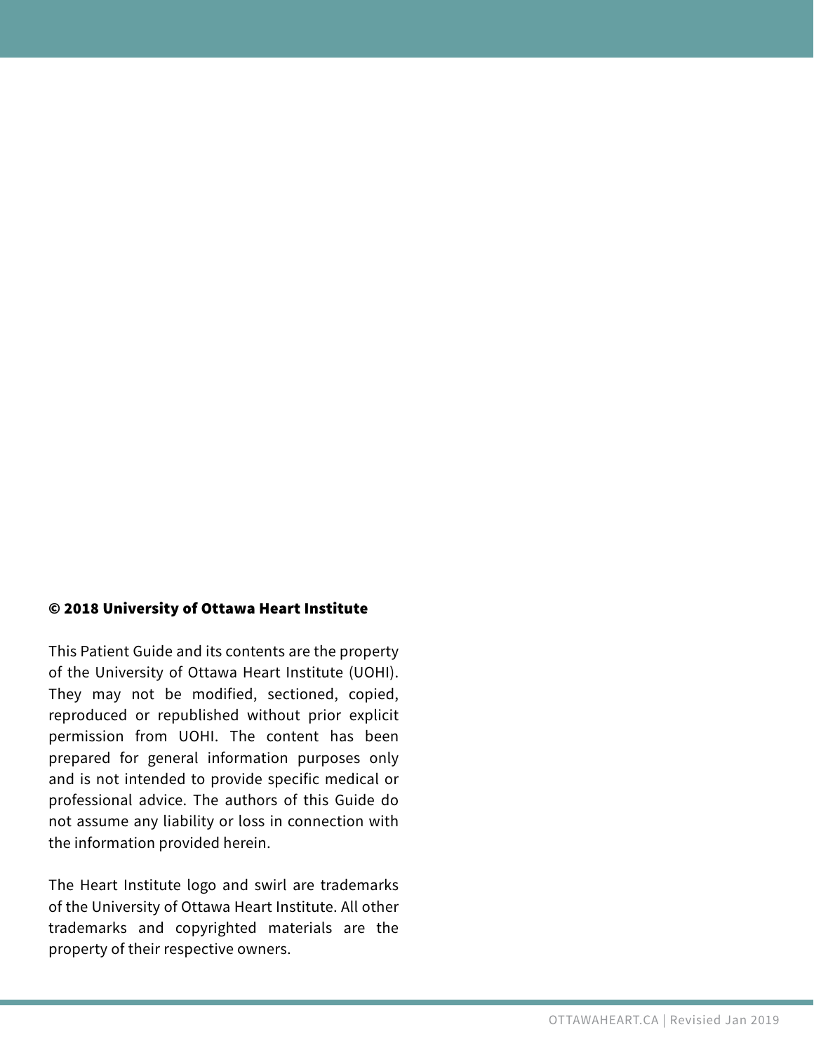**© 2018 University of Ottawa Heart Institute**

This Patient Guide and its contents are the property of the University of Ottawa Heart Institute (UOHI). They may not be modified, sectioned, copied, reproduced or republished without prior explicit permission from UOHI. The content has been prepared for general information purposes only and is not intended to provide specific medical or professional advice. The authors of this Guide do not assume any liability or loss in connection with the information provided herein.

The Heart Institute logo and swirl are trademarks of the University of Ottawa Heart Institute. All other trademarks and copyrighted materials are the property of their respective owners.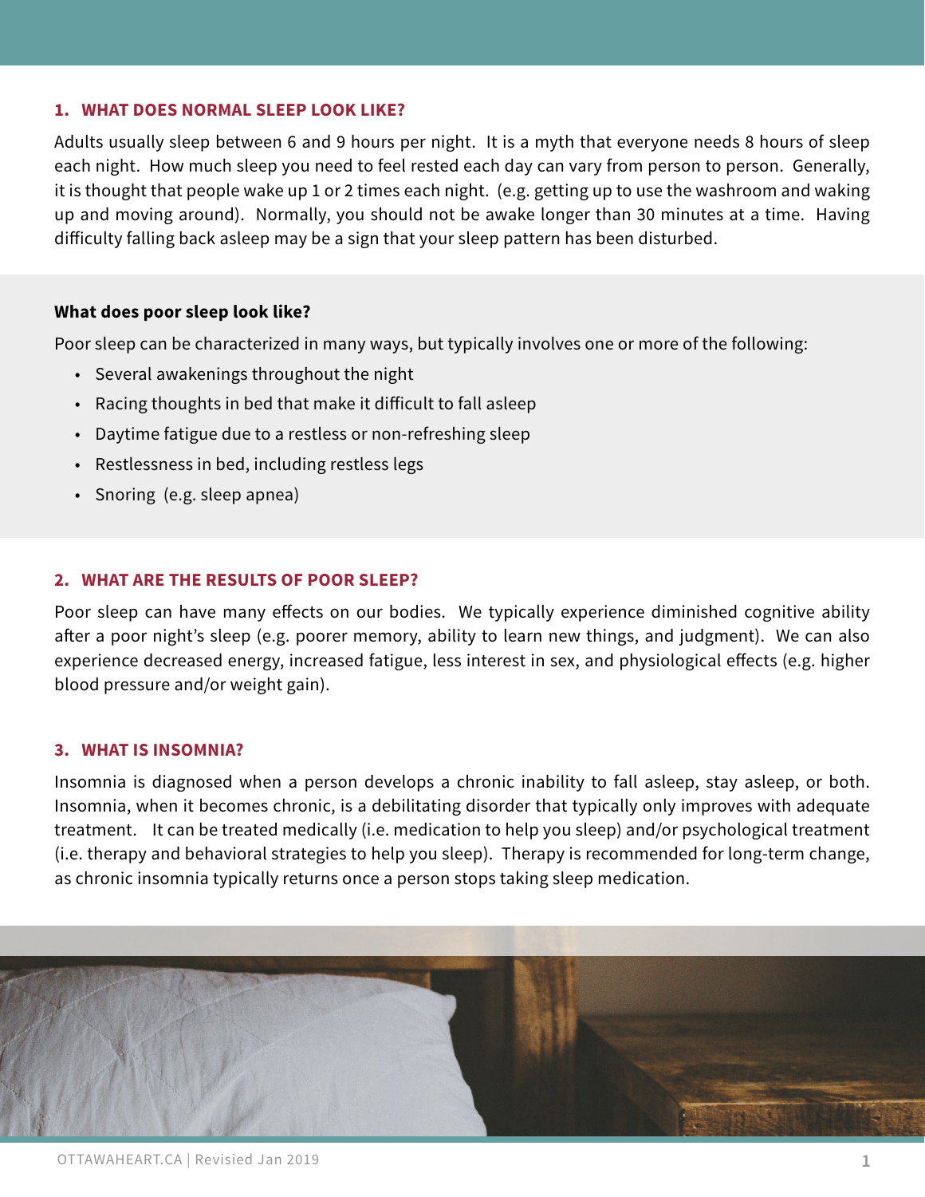## 1. WHAT DOES NORMAL SLEEP LOOK LIKE?

Adults usually sleep between 6 and 9 hours per night. It is a myth that everyone needs 8 hours of sleep each night. How much sleep you need to feel rested each day can vary from person to person. Generally, it is thought that people wake up 1 or 2 times each night. (e.g. getting up to use the washroom and waking up and moving around). Normally, you should not be awake longer than 30 minutes at a time. Having difficulty falling back asleep may be a sign that your sleep pattern has been disturbed.

### What does poor sleep look like?

Poor sleep can be characterized in many ways, but typically involves one or more of the following:

- Several awakenings throughout the night
- Racing thoughts in bed that make it difficult to fall asleep
- Daytime fatigue due to a restless or non-refreshing sleep
- Restlessness in bed, including restless legs
- Snoring (e.g. sleep apnea)

## 2. WHAT ARE THE RESULTS OF POOR SLEEP?

Poor sleep can have many effects on our bodies. We typically experience diminished cognitive ability after a poor night's sleep (e.g. poorer memory, ability to learn new things, and judgment). We can also experience decreased energy, increased fatigue, less interest in sex, and physiological effects (e.g. higher blood pressure and/or weight gain).

## 3. WHAT IS INSOMNIA?

Insomnia is diagnosed when a person develops a chronic inability to fall asleep, stay asleep, or both. Insomnia, when it becomes chronic, is a debilitating disorder that typically only improves with adequate treatment. It can be treated medically (i.e. medication to help you sleep) and/or psychological treatment (i.e. therapy and behavioral strategies to help you sleep). Therapy is recommended for long-term change, as chronic insomnia typically returns once a person stops taking sleep medication.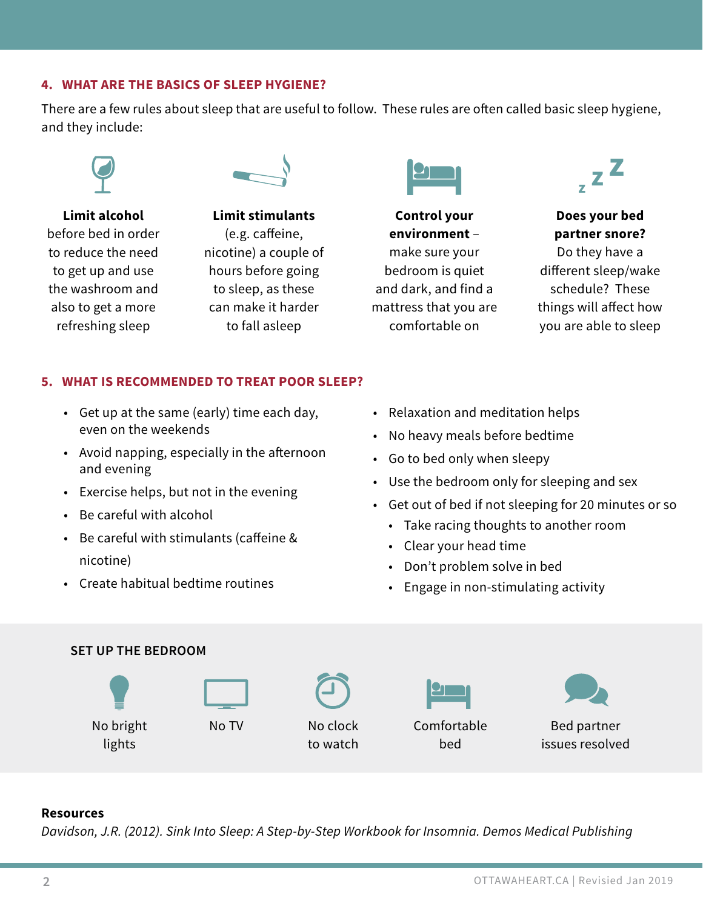## 4. WHAT ARE THE BASICS OF SLEEP HYGIENE?

There are a few rules about sleep that are useful to follow. These rules are often called basic sleep hygiene, and they include:

**Limit alcohol** before bed in order to reduce the need to get up and use the washroom and also to get a more refreshing sleep

**Limit stimulants** (e.g. caffeine, nicotine) a couple of hours before going to sleep, as these can make it harder to fall asleep

**Control your environment** – make sure your bedroom is quiet and dark, and find a mattress that you are comfortable on

**Does your bed partner snore?** Do they have a different sleep/wake schedule? These things will affect how you are able to sleep

## 5. WHAT IS RECOMMENDED TO TREAT POOR SLEEP?

- Get up at the same (early) time each day, even on the weekends
- Avoid napping, especially in the afternoon and evening
- Exercise helps, but not in the evening
- Be careful with alcohol
- Be careful with stimulants (caffeine & nicotine)
- Create habitual bedtime routines
- Relaxation and meditation helps
- No heavy meals before bedtime
- Go to bed only when sleepy
- Use the bedroom only for sleeping and sex
- Get out of bed if not sleeping for 20 minutes or so
  - Take racing thoughts to another room
  - Clear your head time
  - Don't problem solve in bed
  - Engage in non-stimulating activity

### SET UP THE BEDROOM

No bright lights

No TV

No clock to watch

Comfortable bed

Bed partner issues resolved

**Resources**

*Davidson, J.R. (2012). Sink Into Sleep: A Step-by-Step Workbook for Insomnia. Demos Medical Publishing*